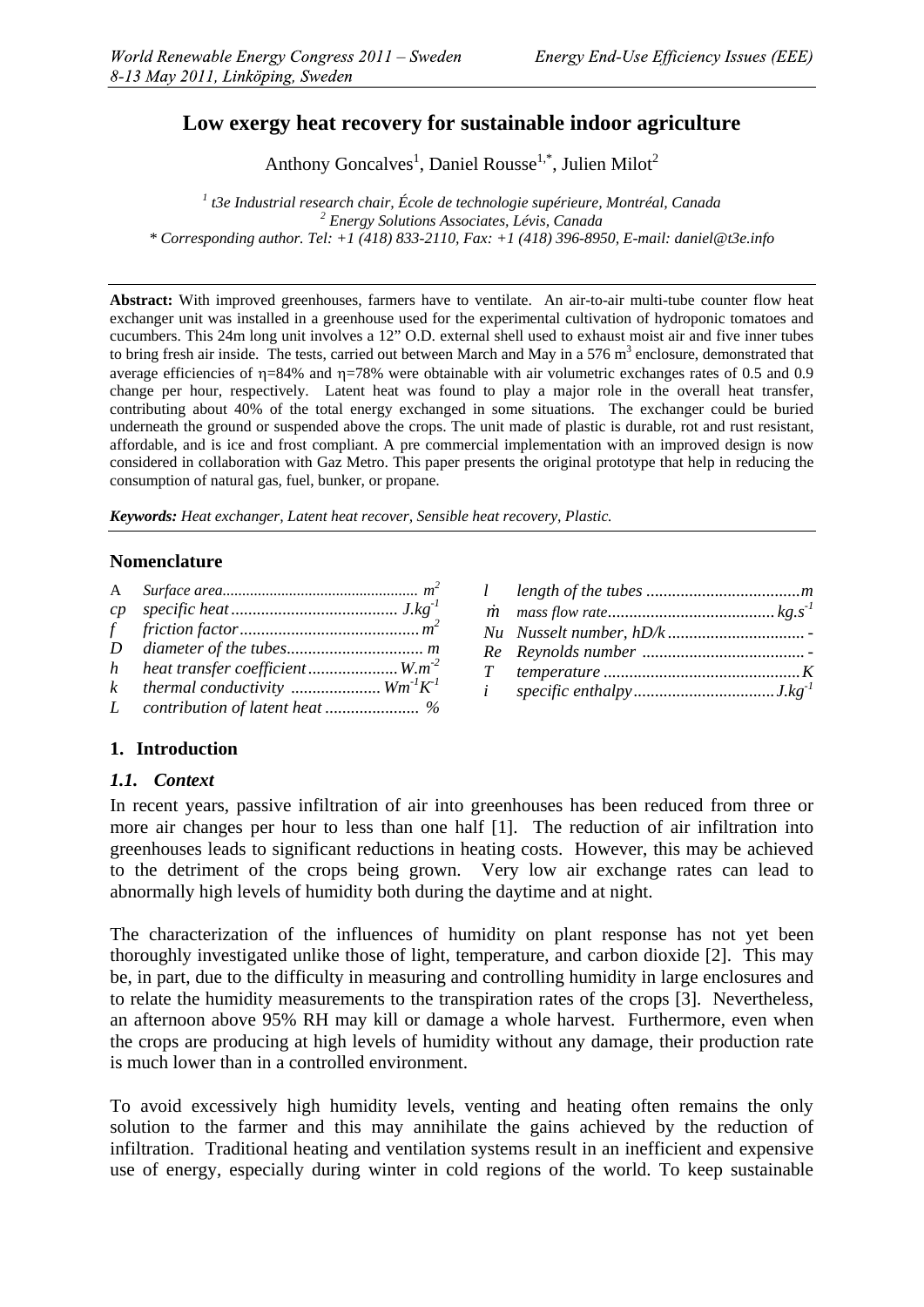# Low exergy heat recovery for sustainable indoor agriculture

Anthony Goncalves[1], Daniel Rousse[1,*], Julien Milot[2]

[1] *t3e Industrial research chair, École de technologie supérieure, Montréal, Canada*
[2] *Energy Solutions Associates, Lévis, Canada*
\* *Corresponding author. Tel: +1 (418) 833-2110, Fax: +1 (418) 396-8950, E-mail: daniel@t3e.info*

**Abstract:** With improved greenhouses, farmers have to ventilate. An air-to-air multi-tube counter flow heat exchanger unit was installed in a greenhouse used for the experimental cultivation of hydroponic tomatoes and cucumbers. This 24m long unit involves a 12" O.D. external shell used to exhaust moist air and five inner tubes to bring fresh air inside. The tests, carried out between March and May in a 576 m$^3$ enclosure, demonstrated that average efficiencies of $\eta$=84% and $\eta$=78% were obtainable with air volumetric exchanges rates of 0.5 and 0.9 change per hour, respectively. Latent heat was found to play a major role in the overall heat transfer, contributing about 40% of the total energy exchanged in some situations. The exchanger could be buried underneath the ground or suspended above the crops. The unit made of plastic is durable, rot and rust resistant, affordable, and is ice and frost compliant. A pre commercial implementation with an improved design is now considered in collaboration with Gaz Metro. This paper presents the original prototype that help in reducing the consumption of natural gas, fuel, bunker, or propane.

***Keywords:*** *Heat exchanger, Latent heat recover, Sensible heat recovery, Plastic.*

## Nomenclature

| | | |
|---|---|---|
| A | *Surface area* | $m^2$ |
| *cp* | *specific heat* | $J.kg^{-1}$ |
| *f* | *friction factor* | $m^2$ |
| *D* | *diameter of the tubes* | *m* |
| *h* | *heat transfer coefficient* | $W.m^{-2}$ |
| *k* | *thermal conductivity* | $Wm^{-1}K^{-1}$ |
| *L* | *contribution of latent heat* | *%* |
| *l* | *length of the tubes* | *m* |
| $\dot{m}$ | *mass flow rate* | $kg.s^{-1}$ |
| *Nu* | *Nusselt number, hD/k* | - |
| *Re* | *Reynolds number* | - |
| *T* | *temperature* | *K* |
| *i* | *specific enthalpy* | $J.kg^{-1}$ |

## 1. Introduction

### *1.1. Context*

In recent years, passive infiltration of air into greenhouses has been reduced from three or more air changes per hour to less than one half [1]. The reduction of air infiltration into greenhouses leads to significant reductions in heating costs. However, this may be achieved to the detriment of the crops being grown. Very low air exchange rates can lead to abnormally high levels of humidity both during the daytime and at night.

The characterization of the influences of humidity on plant response has not yet been thoroughly investigated unlike those of light, temperature, and carbon dioxide [2]. This may be, in part, due to the difficulty in measuring and controlling humidity in large enclosures and to relate the humidity measurements to the transpiration rates of the crops [3]. Nevertheless, an afternoon above 95% RH may kill or damage a whole harvest. Furthermore, even when the crops are producing at high levels of humidity without any damage, their production rate is much lower than in a controlled environment.

To avoid excessively high humidity levels, venting and heating often remains the only solution to the farmer and this may annihilate the gains achieved by the reduction of infiltration. Traditional heating and ventilation systems result in an inefficient and expensive use of energy, especially during winter in cold regions of the world. To keep sustainable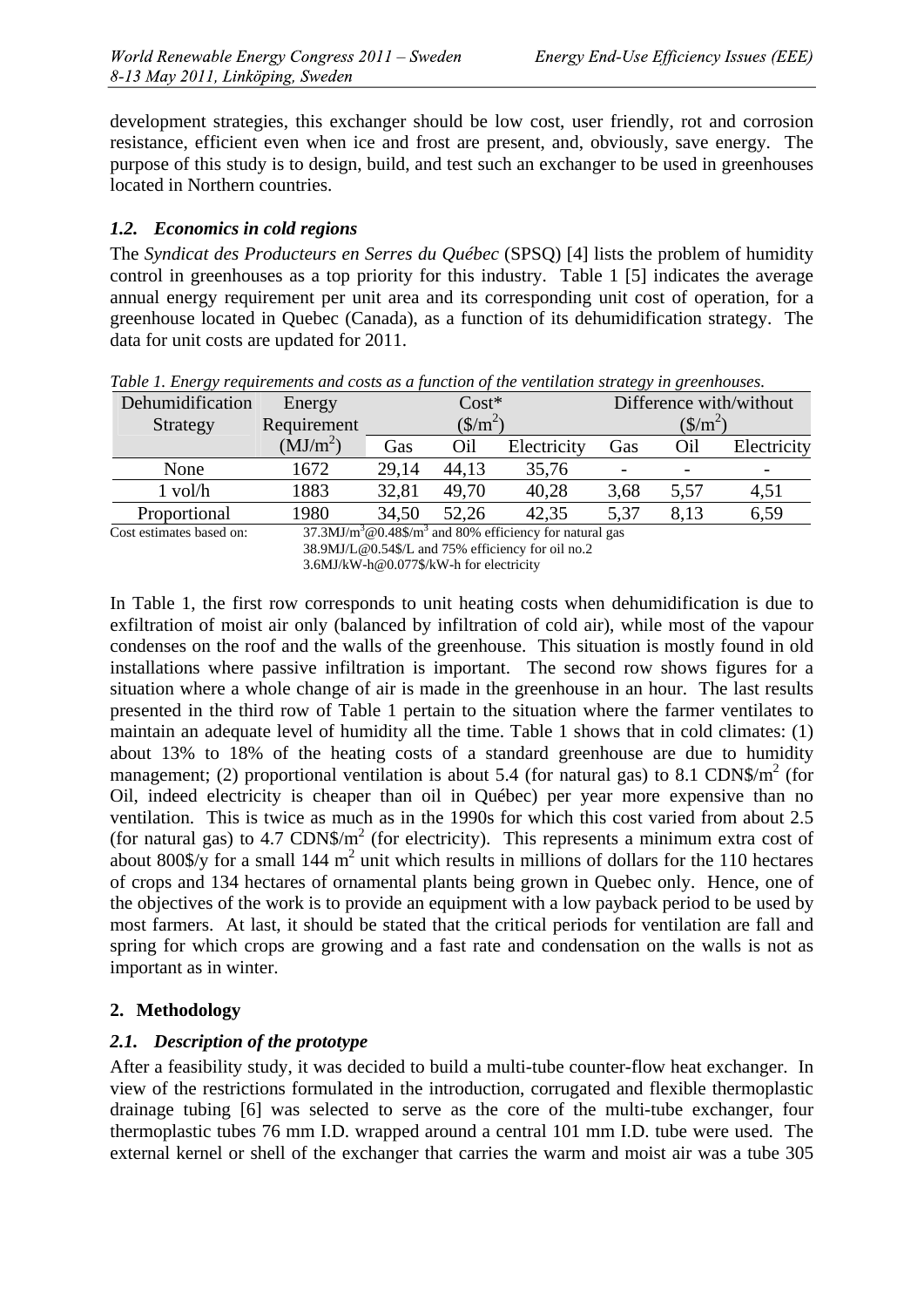development strategies, this exchanger should be low cost, user friendly, rot and corrosion resistance, efficient even when ice and frost are present, and, obviously, save energy. The purpose of this study is to design, build, and test such an exchanger to be used in greenhouses located in Northern countries.

### *1.2. Economics in cold regions*

The *Syndicat des Producteurs en Serres du Québec* (SPSQ) [4] lists the problem of humidity control in greenhouses as a top priority for this industry. Table 1 [5] indicates the average annual energy requirement per unit area and its corresponding unit cost of operation, for a greenhouse located in Quebec (Canada), as a function of its dehumidification strategy. The data for unit costs are updated for 2011.

*Table 1. Energy requirements and costs as a function of the ventilation strategy in greenhouses.*

| Dehumidification Strategy | Energy Requirement ($MJ/m^2$) | Cost* ($\$/m^2$) | | | Difference with/without ($\$/m^2$) | | |
|---|---|---|---|---|---|---|---|
| | | Gas | Oil | Electricity | Gas | Oil | Electricity |
| None | 1672 | 29,14 | 44,13 | 35,76 | - | - | - |
| 1 vol/h | 1883 | 32,81 | 49,70 | 40,28 | 3,68 | 5,57 | 4,51 |
| Proportional | 1980 | 34,50 | 52,26 | 42,35 | 5,37 | 8,13 | 6,59 |

Cost estimates based on: $37.3MJ/m^3$@$0.48\$/m^3$ and 80% efficiency for natural gas
38.9MJ/L@0.54$/L and 75% efficiency for oil no.2
3.6MJ/kW-h@0.077$/kW-h for electricity

In Table 1, the first row corresponds to unit heating costs when dehumidification is due to exfiltration of moist air only (balanced by infiltration of cold air), while most of the vapour condenses on the roof and the walls of the greenhouse. This situation is mostly found in old installations where passive infiltration is important. The second row shows figures for a situation where a whole change of air is made in the greenhouse in an hour. The last results presented in the third row of Table 1 pertain to the situation where the farmer ventilates to maintain an adequate level of humidity all the time. Table 1 shows that in cold climates: (1) about 13% to 18% of the heating costs of a standard greenhouse are due to humidity management; (2) proportional ventilation is about 5.4 (for natural gas) to 8.1 CDN$/$m^2$ (for Oil, indeed electricity is cheaper than oil in Québec) per year more expensive than no ventilation. This is twice as much as in the 1990s for which this cost varied from about 2.5 (for natural gas) to 4.7 CDN$/$m^2$ (for electricity). This represents a minimum extra cost of about 800$/y for a small 144 $m^2$ unit which results in millions of dollars for the 110 hectares of crops and 134 hectares of ornamental plants being grown in Quebec only. Hence, one of the objectives of the work is to provide an equipment with a low payback period to be used by most farmers. At last, it should be stated that the critical periods for ventilation are fall and spring for which crops are growing and a fast rate and condensation on the walls is not as important as in winter.

## 2. Methodology

### *2.1. Description of the prototype*

After a feasibility study, it was decided to build a multi-tube counter-flow heat exchanger. In view of the restrictions formulated in the introduction, corrugated and flexible thermoplastic drainage tubing [6] was selected to serve as the core of the multi-tube exchanger, four thermoplastic tubes 76 mm I.D. wrapped around a central 101 mm I.D. tube were used. The external kernel or shell of the exchanger that carries the warm and moist air was a tube 305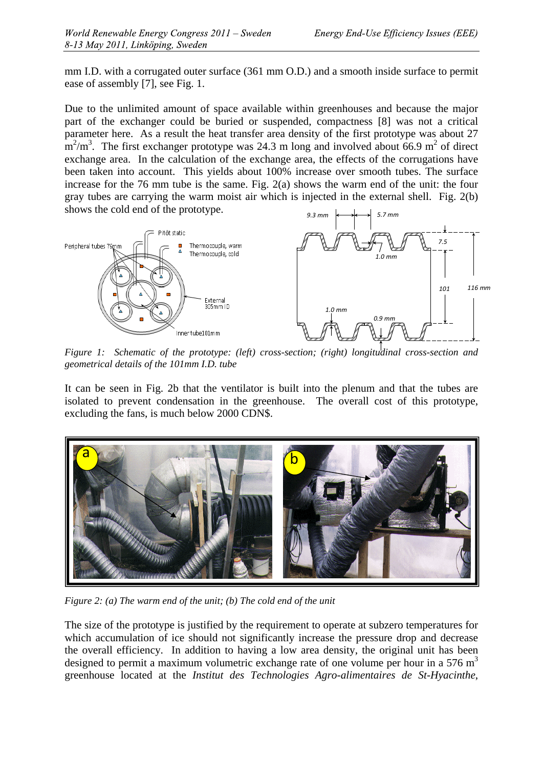mm I.D. with a corrugated outer surface (361 mm O.D.) and a smooth inside surface to permit ease of assembly [7], see Fig. 1.

Due to the unlimited amount of space available within greenhouses and because the major part of the exchanger could be buried or suspended, compactness [8] was not a critical parameter here. As a result the heat transfer area density of the first prototype was about 27 $m^2/m^3$. The first exchanger prototype was 24.3 m long and involved about 66.9 $m^2$ of direct exchange area. In the calculation of the exchange area, the effects of the corrugations have been taken into account. This yields about 100% increase over smooth tubes. The surface increase for the 76 mm tube is the same. Fig. 2(a) shows the warm end of the unit: the four gray tubes are carrying the warm moist air which is injected in the external shell. Fig. 2(b) shows the cold end of the prototype.

*Figure 1: Schematic of the prototype: (left) cross-section; (right) longitudinal cross-section and geometrical details of the 101mm I.D. tube*

It can be seen in Fig. 2b that the ventilator is built into the plenum and that the tubes are isolated to prevent condensation in the greenhouse. The overall cost of this prototype, excluding the fans, is much below 2000 CDN$.

*Figure 2: (a) The warm end of the unit; (b) The cold end of the unit*

The size of the prototype is justified by the requirement to operate at subzero temperatures for which accumulation of ice should not significantly increase the pressure drop and decrease the overall efficiency. In addition to having a low area density, the original unit has been designed to permit a maximum volumetric exchange rate of one volume per hour in a 576 $m^3$ greenhouse located at the *Institut des Technologies Agro-alimentaires de St-Hyacinthe*,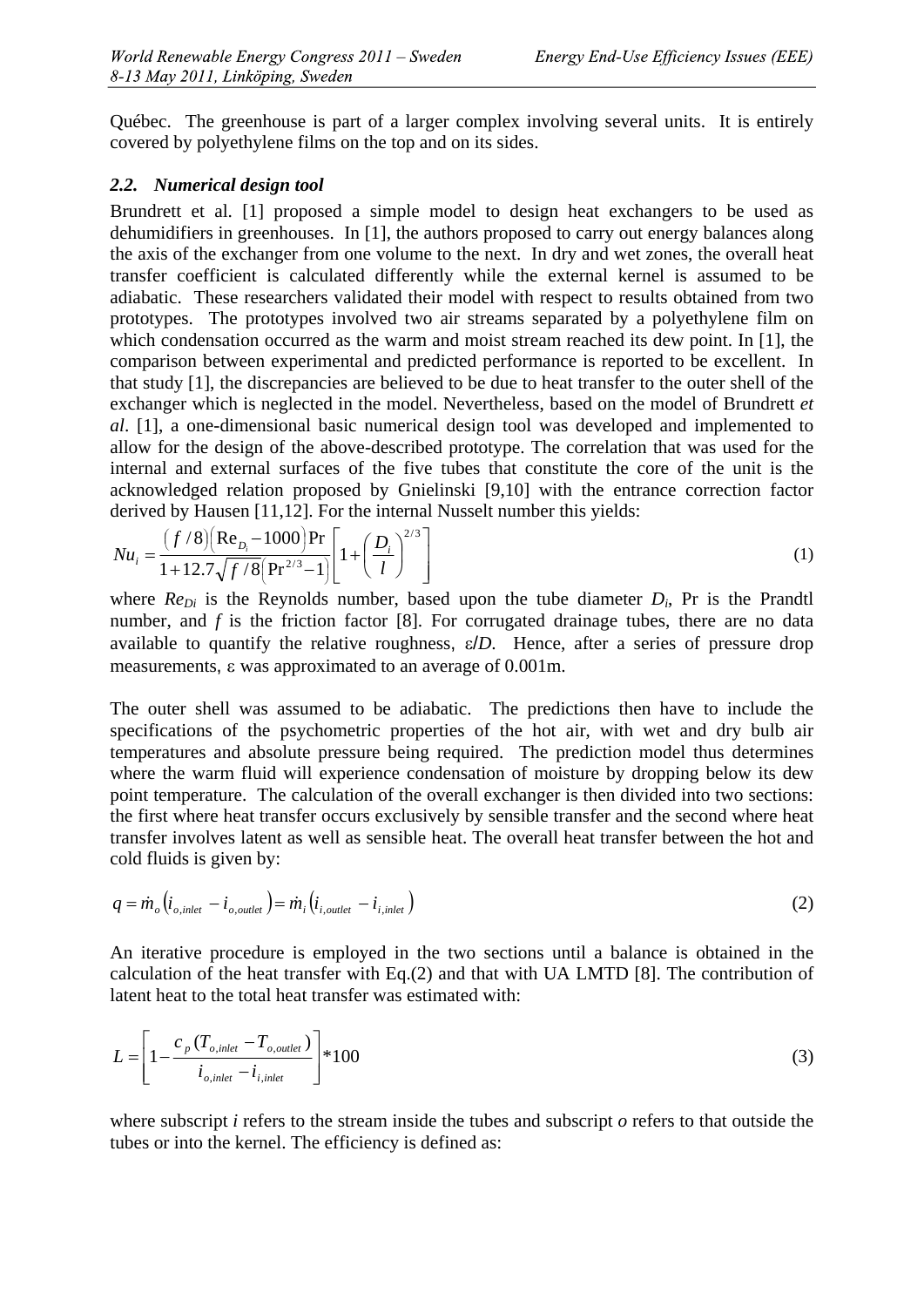Québec. The greenhouse is part of a larger complex involving several units. It is entirely covered by polyethylene films on the top and on its sides.

### 2.2. *Numerical design tool*

Brundrett et al. [1] proposed a simple model to design heat exchangers to be used as dehumidifiers in greenhouses. In [1], the authors proposed to carry out energy balances along the axis of the exchanger from one volume to the next. In dry and wet zones, the overall heat transfer coefficient is calculated differently while the external kernel is assumed to be adiabatic. These researchers validated their model with respect to results obtained from two prototypes. The prototypes involved two air streams separated by a polyethylene film on which condensation occurred as the warm and moist stream reached its dew point. In [1], the comparison between experimental and predicted performance is reported to be excellent. In that study [1], the discrepancies are believed to be due to heat transfer to the outer shell of the exchanger which is neglected in the model. Nevertheless, based on the model of Brundrett *et al*. [1], a one-dimensional basic numerical design tool was developed and implemented to allow for the design of the above-described prototype. The correlation that was used for the internal and external surfaces of the five tubes that constitute the core of the unit is the acknowledged relation proposed by Gnielinski [9,10] with the entrance correction factor derived by Hausen [11,12]. For the internal Nusselt number this yields:

$$Nu_i = \frac{(f/8)\left(\mathrm{Re}_{D_i} - 1000\right)\mathrm{Pr}}{1 + 12.7\sqrt{f/8}\left(\mathrm{Pr}^{2/3} - 1\right)}\left[1 + \left(\frac{D_i}{l}\right)^{2/3}\right] \tag{1}$$

where $Re_{Di}$ is the Reynolds number, based upon the tube diameter $D_i$, Pr is the Prandtl number, and $f$ is the friction factor [8]. For corrugated drainage tubes, there are no data available to quantify the relative roughness, $\varepsilon/D$. Hence, after a series of pressure drop measurements, $\varepsilon$ was approximated to an average of 0.001m.

The outer shell was assumed to be adiabatic. The predictions then have to include the specifications of the psychometric properties of the hot air, with wet and dry bulb air temperatures and absolute pressure being required. The prediction model thus determines where the warm fluid will experience condensation of moisture by dropping below its dew point temperature. The calculation of the overall exchanger is then divided into two sections: the first where heat transfer occurs exclusively by sensible transfer and the second where heat transfer involves latent as well as sensible heat. The overall heat transfer between the hot and cold fluids is given by:

$$q = \dot{m}_o\left(i_{o,inlet} - i_{o,outlet}\right) = \dot{m}_i\left(i_{i,outlet} - i_{i,inlet}\right) \tag{2}$$

An iterative procedure is employed in the two sections until a balance is obtained in the calculation of the heat transfer with Eq.(2) and that with UA LMTD [8]. The contribution of latent heat to the total heat transfer was estimated with:

$$L = \left[1 - \frac{c_p\left(T_{o,inlet} - T_{o,outlet}\right)}{i_{o,inlet} - i_{i,inlet}}\right] * 100 \tag{3}$$

where subscript $i$ refers to the stream inside the tubes and subscript $o$ refers to that outside the tubes or into the kernel. The efficiency is defined as: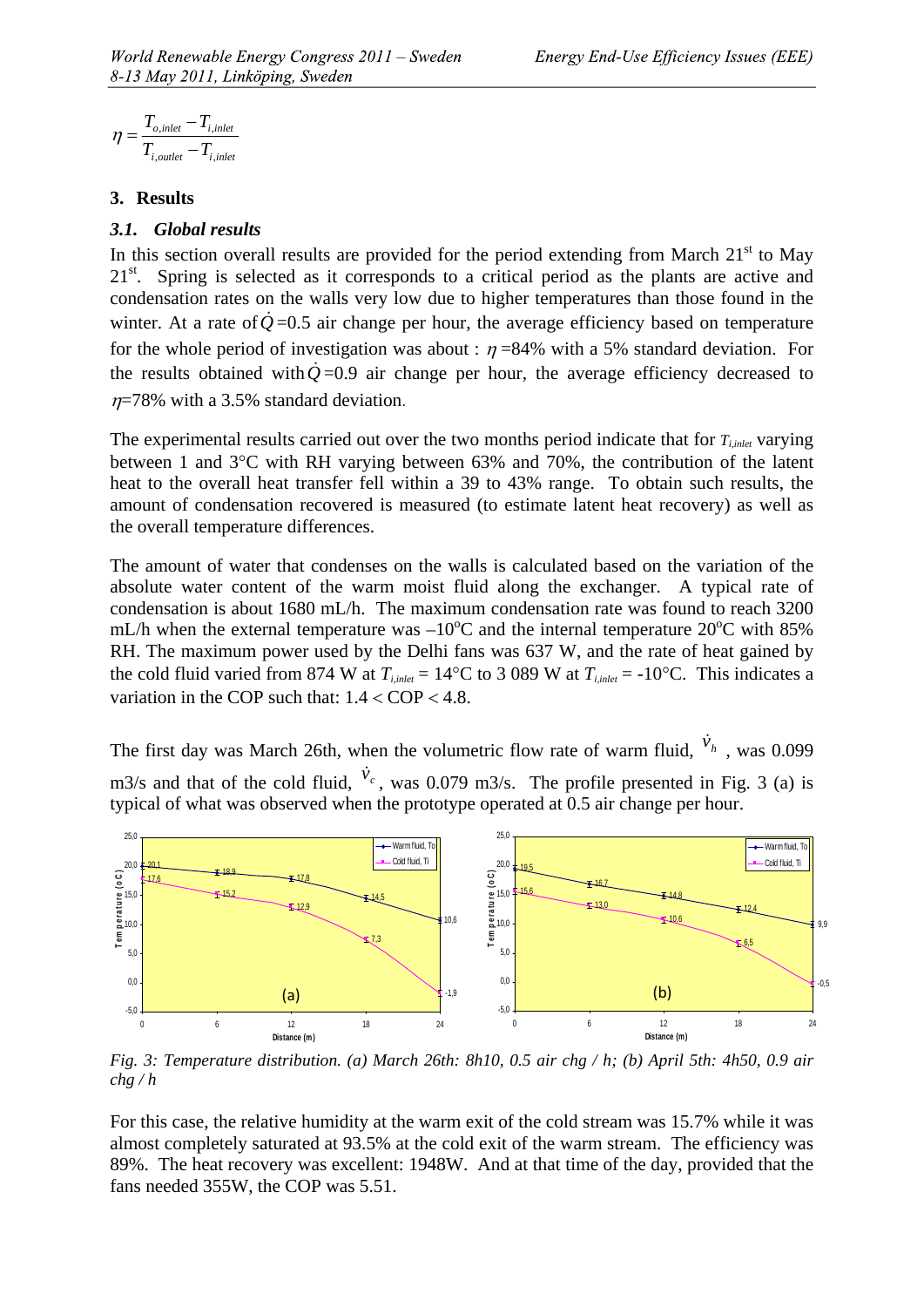$$\eta = \frac{T_{o,inlet} - T_{i,inlet}}{T_{i,outlet} - T_{i,inlet}}$$

## 3. Results

### *3.1. Global results*

In this section overall results are provided for the period extending from March 21st to May 21st. Spring is selected as it corresponds to a critical period as the plants are active and condensation rates on the walls very low due to higher temperatures than those found in the winter. At a rate of $\dot{Q}$=0.5 air change per hour, the average efficiency based on temperature for the whole period of investigation was about : $\eta$ =84% with a 5% standard deviation. For the results obtained with $\dot{Q}$=0.9 air change per hour, the average efficiency decreased to $\eta$=78% with a 3.5% standard deviation.

The experimental results carried out over the two months period indicate that for $T_{i,inlet}$ varying between 1 and 3°C with RH varying between 63% and 70%, the contribution of the latent heat to the overall heat transfer fell within a 39 to 43% range. To obtain such results, the amount of condensation recovered is measured (to estimate latent heat recovery) as well as the overall temperature differences.

The amount of water that condenses on the walls is calculated based on the variation of the absolute water content of the warm moist fluid along the exchanger. A typical rate of condensation is about 1680 mL/h. The maximum condensation rate was found to reach 3200 mL/h when the external temperature was –10°C and the internal temperature 20°C with 85% RH. The maximum power used by the Delhi fans was 637 W, and the rate of heat gained by the cold fluid varied from 874 W at $T_{i,inlet}$ = 14°C to 3 089 W at $T_{i,inlet}$ = -10°C. This indicates a variation in the COP such that: 1.4 < COP < 4.8.

The first day was March 26th, when the volumetric flow rate of warm fluid, $\dot{V}_h$ , was 0.099 m3/s and that of the cold fluid, $\dot{V}_c$, was 0.079 m3/s. The profile presented in Fig. 3 (a) is typical of what was observed when the prototype operated at 0.5 air change per hour.

Fig. 3: Temperature distribution. (a) March 26th: 8h10, 0.5 air chg / h; (b) April 5th: 4h50, 0.9 air chg / h

For this case, the relative humidity at the warm exit of the cold stream was 15.7% while it was almost completely saturated at 93.5% at the cold exit of the warm stream. The efficiency was 89%. The heat recovery was excellent: 1948W. And at that time of the day, provided that the fans needed 355W, the COP was 5.51.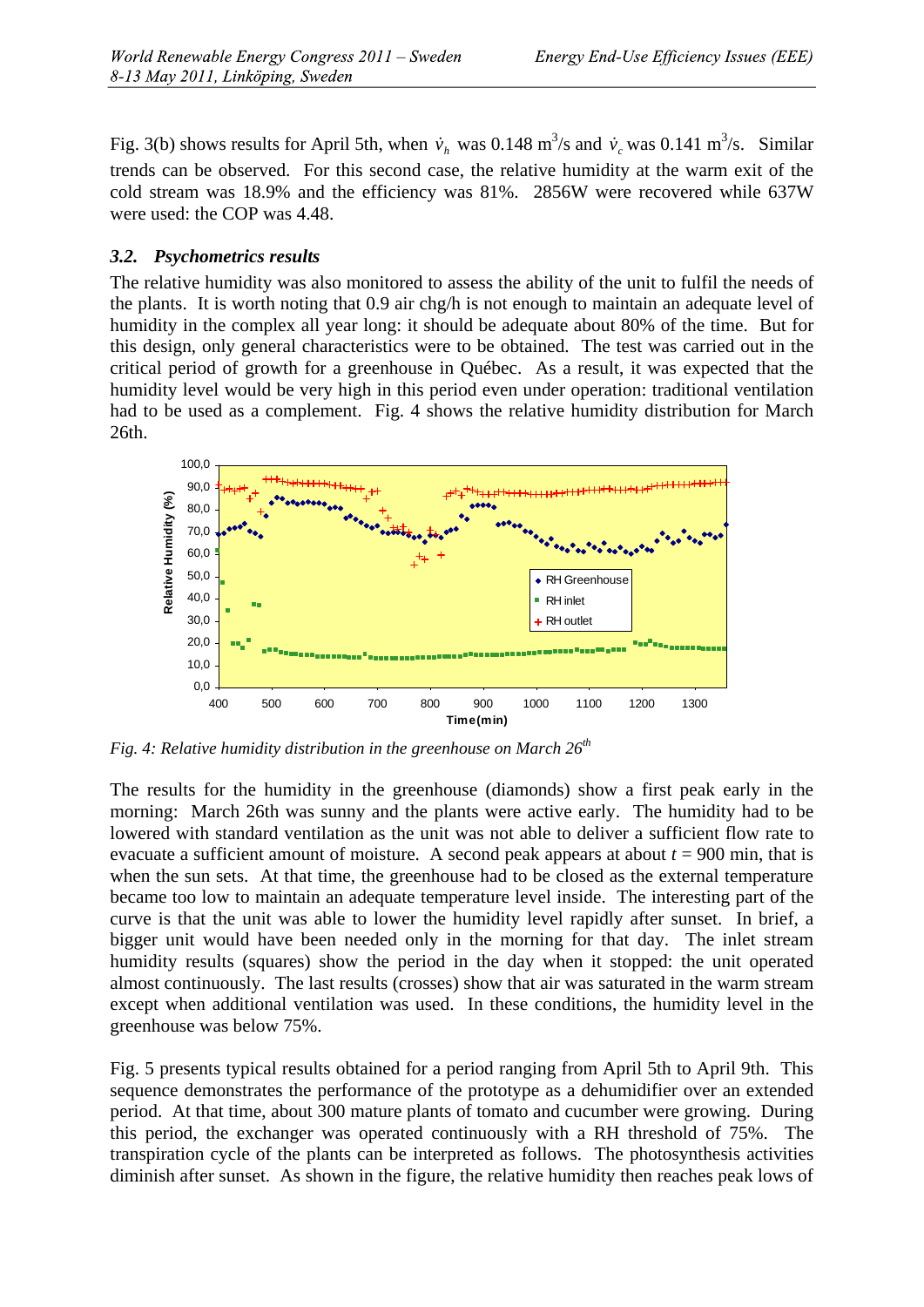Fig. 3(b) shows results for April 5th, when $\dot{v}_h$ was 0.148 m$^3$/s and $\dot{v}_c$ was 0.141 m$^3$/s. Similar trends can be observed. For this second case, the relative humidity at the warm exit of the cold stream was 18.9% and the efficiency was 81%. 2856W were recovered while 637W were used: the COP was 4.48.

### *3.2. Psychometrics results*

The relative humidity was also monitored to assess the ability of the unit to fulfil the needs of the plants. It is worth noting that 0.9 air chg/h is not enough to maintain an adequate level of humidity in the complex all year long: it should be adequate about 80% of the time. But for this design, only general characteristics were to be obtained. The test was carried out in the critical period of growth for a greenhouse in Québec. As a result, it was expected that the humidity level would be very high in this period even under operation: traditional ventilation had to be used as a complement. Fig. 4 shows the relative humidity distribution for March 26th.

*Fig. 4: Relative humidity distribution in the greenhouse on March 26th*

The results for the humidity in the greenhouse (diamonds) show a first peak early in the morning: March 26th was sunny and the plants were active early. The humidity had to be lowered with standard ventilation as the unit was not able to deliver a sufficient flow rate to evacuate a sufficient amount of moisture. A second peak appears at about $t$ = 900 min, that is when the sun sets. At that time, the greenhouse had to be closed as the external temperature became too low to maintain an adequate temperature level inside. The interesting part of the curve is that the unit was able to lower the humidity level rapidly after sunset. In brief, a bigger unit would have been needed only in the morning for that day. The inlet stream humidity results (squares) show the period in the day when it stopped: the unit operated almost continuously. The last results (crosses) show that air was saturated in the warm stream except when additional ventilation was used. In these conditions, the humidity level in the greenhouse was below 75%.

Fig. 5 presents typical results obtained for a period ranging from April 5th to April 9th. This sequence demonstrates the performance of the prototype as a dehumidifier over an extended period. At that time, about 300 mature plants of tomato and cucumber were growing. During this period, the exchanger was operated continuously with a RH threshold of 75%. The transpiration cycle of the plants can be interpreted as follows. The photosynthesis activities diminish after sunset. As shown in the figure, the relative humidity then reaches peak lows of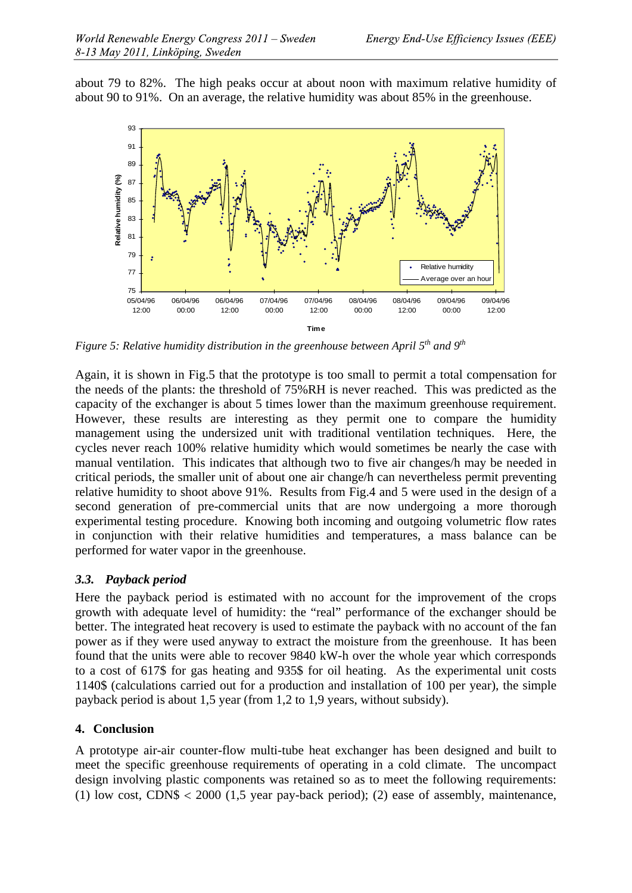about 79 to 82%. The high peaks occur at about noon with maximum relative humidity of about 90 to 91%. On an average, the relative humidity was about 85% in the greenhouse.

*Figure 5: Relative humidity distribution in the greenhouse between April 5th and 9th*

Again, it is shown in Fig.5 that the prototype is too small to permit a total compensation for the needs of the plants: the threshold of 75%RH is never reached. This was predicted as the capacity of the exchanger is about 5 times lower than the maximum greenhouse requirement. However, these results are interesting as they permit one to compare the humidity management using the undersized unit with traditional ventilation techniques. Here, the cycles never reach 100% relative humidity which would sometimes be nearly the case with manual ventilation. This indicates that although two to five air changes/h may be needed in critical periods, the smaller unit of about one air change/h can nevertheless permit preventing relative humidity to shoot above 91%. Results from Fig.4 and 5 were used in the design of a second generation of pre-commercial units that are now undergoing a more thorough experimental testing procedure. Knowing both incoming and outgoing volumetric flow rates in conjunction with their relative humidities and temperatures, a mass balance can be performed for water vapor in the greenhouse.

### *3.3. Payback period*

Here the payback period is estimated with no account for the improvement of the crops growth with adequate level of humidity: the "real" performance of the exchanger should be better. The integrated heat recovery is used to estimate the payback with no account of the fan power as if they were used anyway to extract the moisture from the greenhouse. It has been found that the units were able to recover 9840 kW-h over the whole year which corresponds to a cost of 617$ for gas heating and 935$ for oil heating. As the experimental unit costs 1140$ (calculations carried out for a production and installation of 100 per year), the simple payback period is about 1,5 year (from 1,2 to 1,9 years, without subsidy).

## 4. Conclusion

A prototype air-air counter-flow multi-tube heat exchanger has been designed and built to meet the specific greenhouse requirements of operating in a cold climate. The uncompact design involving plastic components was retained so as to meet the following requirements: (1) low cost, CDN$ < 2000 (1,5 year pay-back period); (2) ease of assembly, maintenance,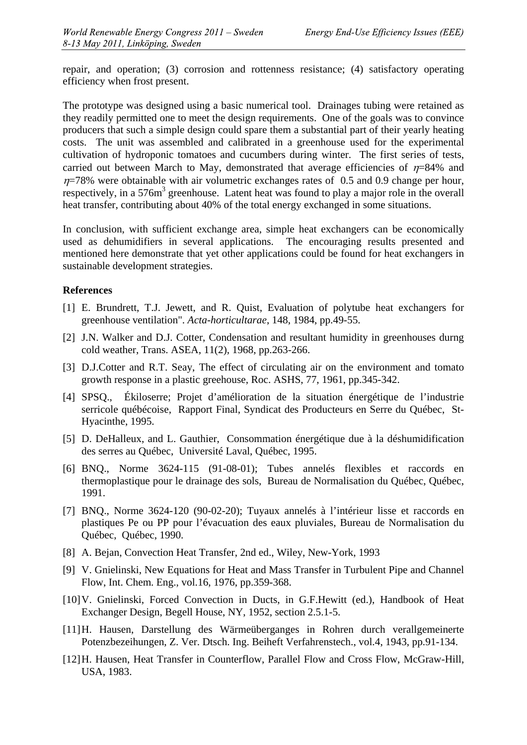repair, and operation; (3) corrosion and rottenness resistance; (4) satisfactory operating efficiency when frost present.

The prototype was designed using a basic numerical tool. Drainages tubing were retained as they readily permitted one to meet the design requirements. One of the goals was to convince producers that such a simple design could spare them a substantial part of their yearly heating costs. The unit was assembled and calibrated in a greenhouse used for the experimental cultivation of hydroponic tomatoes and cucumbers during winter. The first series of tests, carried out between March to May, demonstrated that average efficiencies of $\eta$=84% and $\eta$=78% were obtainable with air volumetric exchanges rates of 0.5 and 0.9 change per hour, respectively, in a 576m$^3$ greenhouse. Latent heat was found to play a major role in the overall heat transfer, contributing about 40% of the total energy exchanged in some situations.

In conclusion, with sufficient exchange area, simple heat exchangers can be economically used as dehumidifiers in several applications. The encouraging results presented and mentioned here demonstrate that yet other applications could be found for heat exchangers in sustainable development strategies.

**References**

[1] E. Brundrett, T.J. Jewett, and R. Quist, Evaluation of polytube heat exchangers for greenhouse ventilation". *Acta-horticultarae*, 148, 1984, pp.49-55.

[2] J.N. Walker and D.J. Cotter, Condensation and resultant humidity in greenhouses durng cold weather, Trans. ASEA, 11(2), 1968, pp.263-266.

[3] D.J.Cotter and R.T. Seay, The effect of circulating air on the environment and tomato growth response in a plastic greehouse, Roc. ASHS, 77, 1961, pp.345-342.

[4] SPSQ., Ékiloserre; Projet d'amélioration de la situation énergétique de l'industrie serricole québécoise, Rapport Final, Syndicat des Producteurs en Serre du Québec, St-Hyacinthe, 1995.

[5] D. DeHalleux, and L. Gauthier, Consommation énergétique due à la déshumidification des serres au Québec, Université Laval, Québec, 1995.

[6] BNQ., Norme 3624-115 (91-08-01); Tubes annelés flexibles et raccords en thermoplastique pour le drainage des sols, Bureau de Normalisation du Québec, Québec, 1991.

[7] BNQ., Norme 3624-120 (90-02-20); Tuyaux annelés à l'intérieur lisse et raccords en plastiques Pe ou PP pour l'évacuation des eaux pluviales, Bureau de Normalisation du Québec, Québec, 1990.

[8] A. Bejan, Convection Heat Transfer, 2nd ed., Wiley, New-York, 1993

[9] V. Gnielinski, New Equations for Heat and Mass Transfer in Turbulent Pipe and Channel Flow, Int. Chem. Eng., vol.16, 1976, pp.359-368.

[10] V. Gnielinski, Forced Convection in Ducts, in G.F.Hewitt (ed.), Handbook of Heat Exchanger Design, Begell House, NY, 1952, section 2.5.1-5.

[11] H. Hausen, Darstellung des Wärmeüberganges in Rohren durch verallgemeinerte Potenzbezeihungen, Z. Ver. Dtsch. Ing. Beiheft Verfahrenstech., vol.4, 1943, pp.91-134.

[12] H. Hausen, Heat Transfer in Counterflow, Parallel Flow and Cross Flow, McGraw-Hill, USA, 1983.